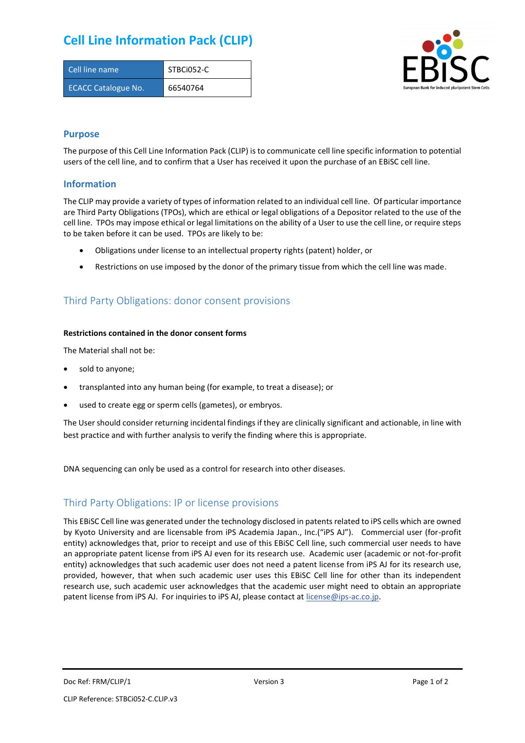# Cell Line Information Pack (CLIP)

| | |
|---|---|
| Cell line name | STBCi052-C |
| ECACC Catalogue No. | 66540764 |

EBiSC
European Bank for induced pluripotent Stem Cells

## Purpose

The purpose of this Cell Line Information Pack (CLIP) is to communicate cell line specific information to potential users of the cell line, and to confirm that a User has received it upon the purchase of an EBiSC cell line.

## Information

The CLIP may provide a variety of types of information related to an individual cell line. Of particular importance are Third Party Obligations (TPOs), which are ethical or legal obligations of a Depositor related to the use of the cell line. TPOs may impose ethical or legal limitations on the ability of a User to use the cell line, or require steps to be taken before it can be used. TPOs are likely to be:

- Obligations under license to an intellectual property rights (patent) holder, or
- Restrictions on use imposed by the donor of the primary tissue from which the cell line was made.

## Third Party Obligations: donor consent provisions

**Restrictions contained in the donor consent forms**

The Material shall not be:

- sold to anyone;
- transplanted into any human being (for example, to treat a disease); or
- used to create egg or sperm cells (gametes), or embryos.

The User should consider returning incidental findings if they are clinically significant and actionable, in line with best practice and with further analysis to verify the finding where this is appropriate.

DNA sequencing can only be used as a control for research into other diseases.

## Third Party Obligations: IP or license provisions

This EBiSC Cell line was generated under the technology disclosed in patents related to iPS cells which are owned by Kyoto University and are licensable from iPS Academia Japan., Inc.("iPS AJ"). Commercial user (for-profit entity) acknowledges that, prior to receipt and use of this EBiSC Cell line, such commercial user needs to have an appropriate patent license from iPS AJ even for its research use. Academic user (academic or not-for-profit entity) acknowledges that such academic user does not need a patent license from iPS AJ for its research use, provided, however, that when such academic user uses this EBiSC Cell line for other than its independent research use, such academic user acknowledges that the academic user might need to obtain an appropriate patent license from iPS AJ. For inquiries to iPS AJ, please contact at license@ips-ac.co.jp.

Doc Ref: FRM/CLIP/1 Version 3

CLIP Reference: STBCi052-C.CLIP.v3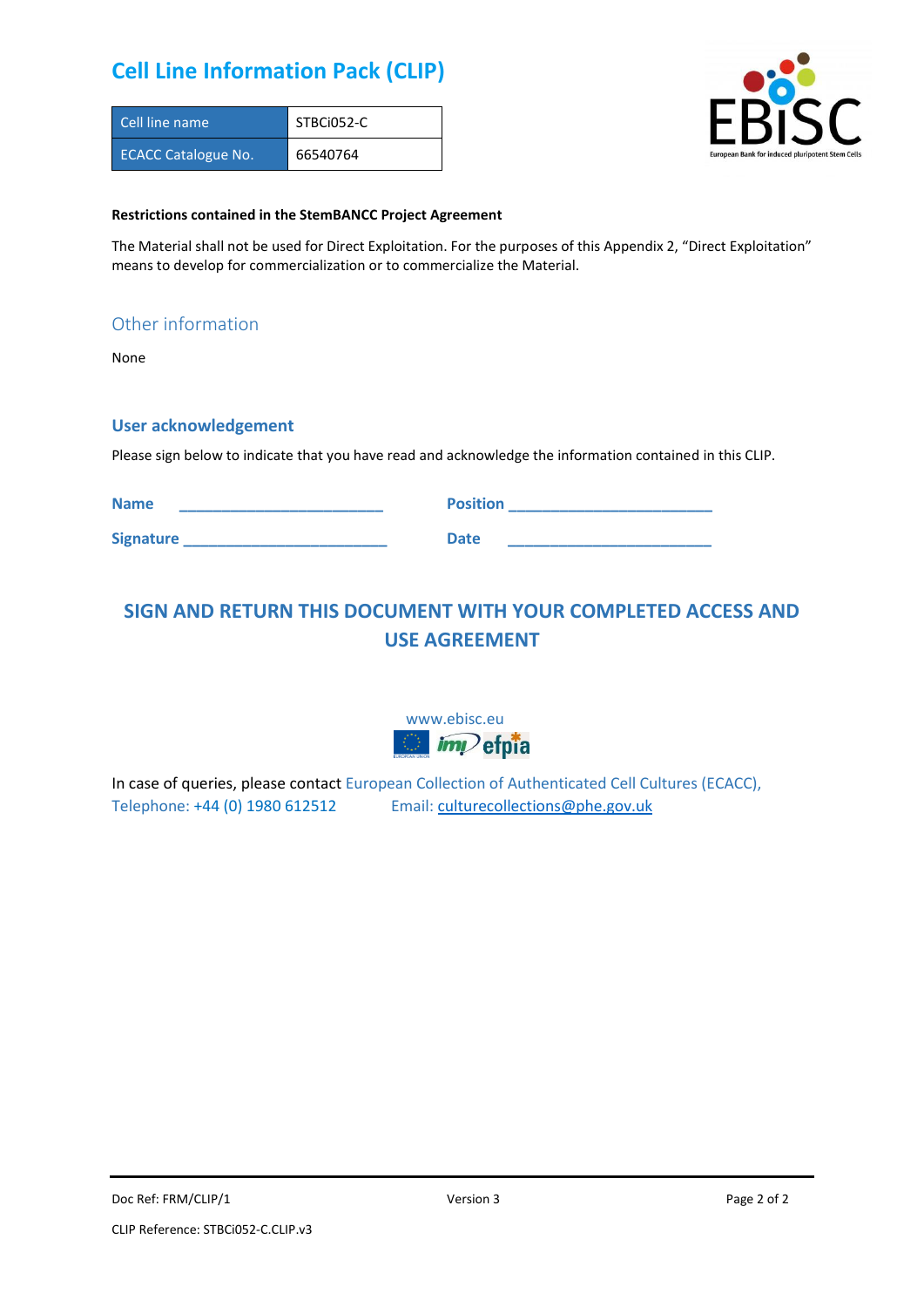# Cell Line Information Pack (CLIP)

| | |
|---|---|
| Cell line name | STBCi052-C |
| ECACC Catalogue No. | 66540764 |

**Restrictions contained in the StemBANCC Project Agreement**

The Material shall not be used for Direct Exploitation. For the purposes of this Appendix 2, “Direct Exploitation” means to develop for commercialization or to commercialize the Material.

## Other information

None

## User acknowledgement

Please sign below to indicate that you have read and acknowledge the information contained in this CLIP.

**Name** ________________________ **Position** ________________________

**Signature** ________________________ **Date** ________________________

**SIGN AND RETURN THIS DOCUMENT WITH YOUR COMPLETED ACCESS AND USE AGREEMENT**

www.ebisc.eu

In case of queries, please contact European Collection of Authenticated Cell Cultures (ECACC), Telephone: +44 (0) 1980 612512 Email: culturecollections@phe.gov.uk

Doc Ref: FRM/CLIP/1 Version 3

CLIP Reference: STBCi052-C.CLIP.v3